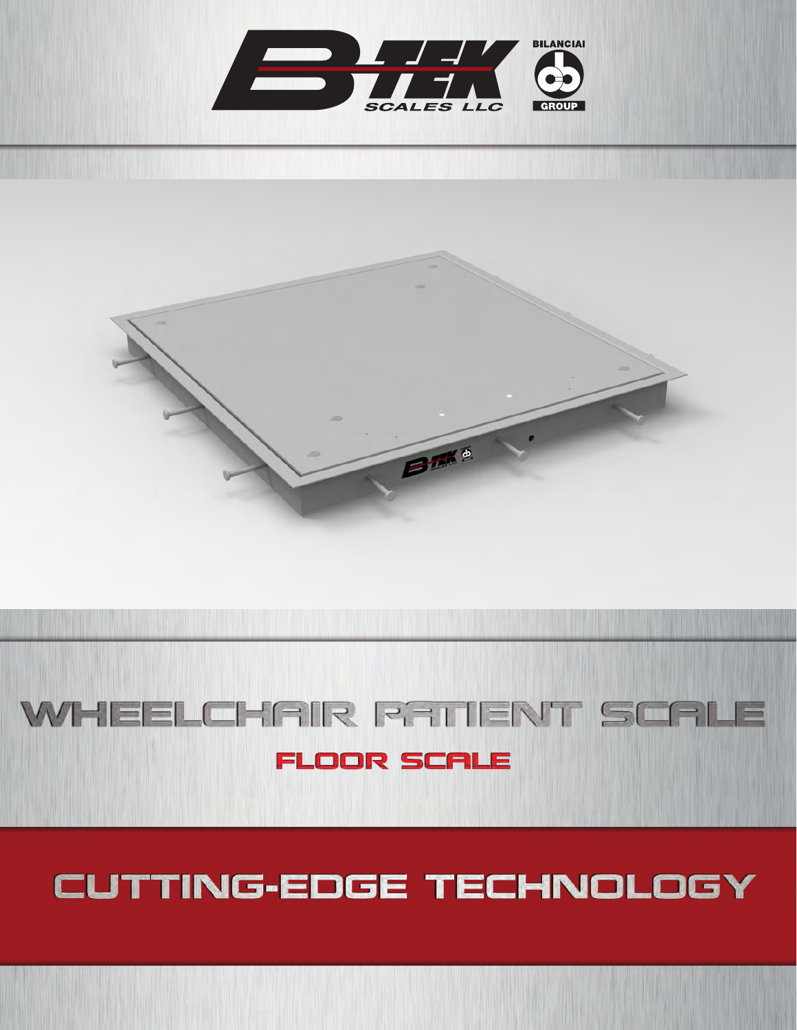B-TEK SCALES LLC

BILANCIAI GROUP

# WHEELCHAIR PATIENT SCALE

## FLOOR SCALE

# CUTTING-EDGE TECHNOLOGY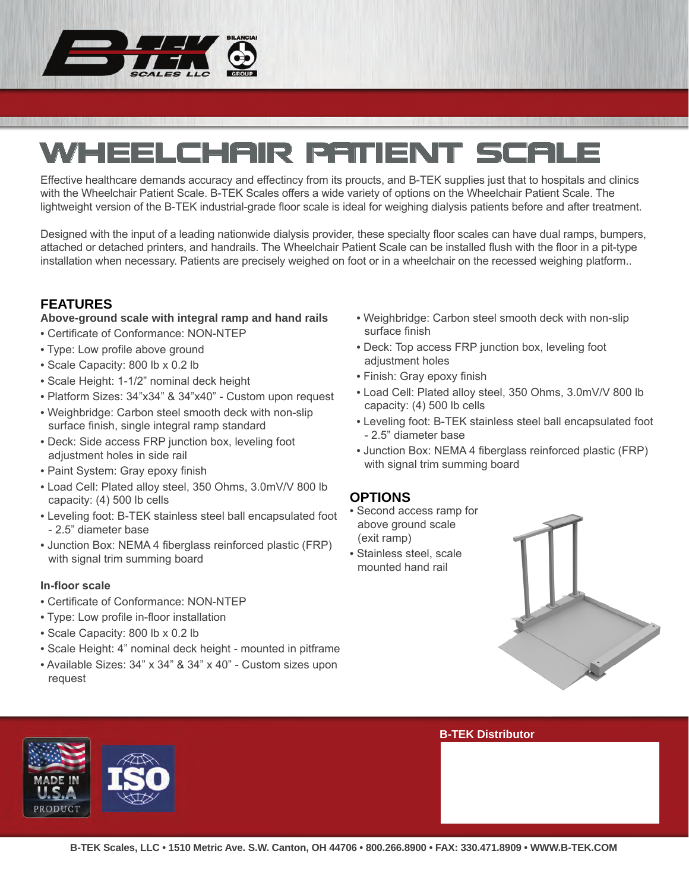# WHEELCHAIR PATIENT SCALE

Effective healthcare demands accuracy and effectincy from its proucts, and B-TEK supplies just that to hospitals and clinics with the Wheelchair Patient Scale. B-TEK Scales offers a wide variety of options on the Wheelchair Patient Scale. The lightweight version of the B-TEK industrial-grade floor scale is ideal for weighing dialysis patients before and after treatment.

Designed with the input of a leading nationwide dialysis provider, these specialty floor scales can have dual ramps, bumpers, attached or detached printers, and handrails. The Wheelchair Patient Scale can be installed flush with the floor in a pit-type installation when necessary. Patients are precisely weighed on foot or in a wheelchair on the recessed weighing platform..

## FEATURES

**Above-ground scale with integral ramp and hand rails**

- Certificate of Conformance: NON-NTEP
- Type: Low profile above ground
- Scale Capacity: 800 lb x 0.2 lb
- Scale Height: 1-1/2" nominal deck height
- Platform Sizes: 34"x34" & 34"x40" - Custom upon request
- Weighbridge: Carbon steel smooth deck with non-slip surface finish, single integral ramp standard
- Deck: Side access FRP junction box, leveling foot adjustment holes in side rail
- Paint System: Gray epoxy finish
- Load Cell: Plated alloy steel, 350 Ohms, 3.0mV/V 800 lb capacity: (4) 500 lb cells
- Leveling foot: B-TEK stainless steel ball encapsulated foot - 2.5" diameter base
- Junction Box: NEMA 4 fiberglass reinforced plastic (FRP) with signal trim summing board

**In-floor scale**

- Certificate of Conformance: NON-NTEP
- Type: Low profile in-floor installation
- Scale Capacity: 800 lb x 0.2 lb
- Scale Height: 4" nominal deck height - mounted in pitframe
- Available Sizes: 34" x 34" & 34" x 40" - Custom sizes upon request
- Weighbridge: Carbon steel smooth deck with non-slip surface finish
- Deck: Top access FRP junction box, leveling foot adjustment holes
- Finish: Gray epoxy finish
- Load Cell: Plated alloy steel, 350 Ohms, 3.0mV/V 800 lb capacity: (4) 500 lb cells
- Leveling foot: B-TEK stainless steel ball encapsulated foot - 2.5" diameter base
- Junction Box: NEMA 4 fiberglass reinforced plastic (FRP) with signal trim summing board

## OPTIONS

- Second access ramp for above ground scale (exit ramp)
- Stainless steel, scale mounted hand rail

**B-TEK Distributor**

B-TEK Scales, LLC • 1510 Metric Ave. S.W. Canton, OH 44706 • 800.266.8900 • FAX: 330.471.8909 • WWW.B-TEK.COM